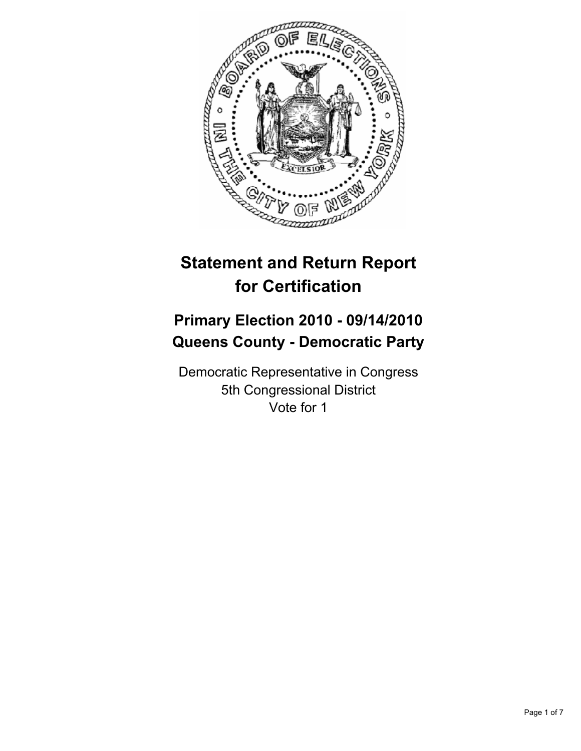# Statement and Return Report for Certification

## Primary Election 2010 - 09/14/2010
## Queens County - Democratic Party

Democratic Representative in Congress
5th Congressional District
Vote for 1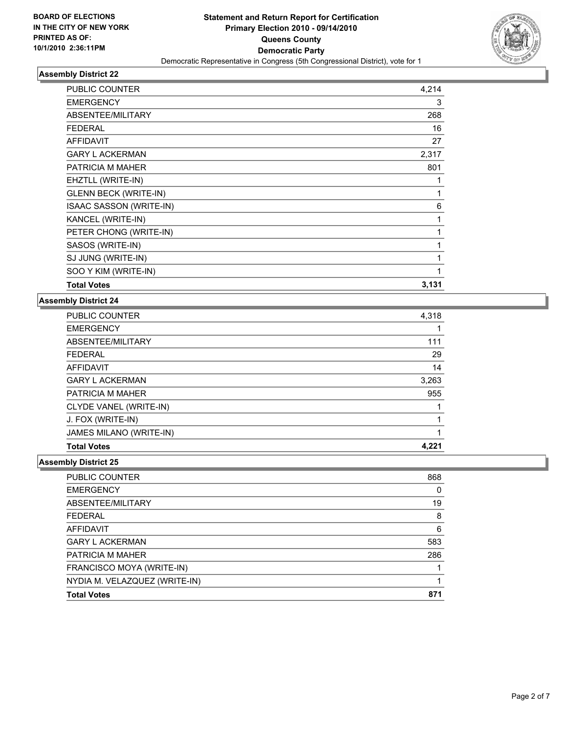**BOARD OF ELECTIONS IN THE CITY OF NEW YORK PRINTED AS OF: 10/1/2010 2:36:11PM**

# Statement and Return Report for Certification
## Primary Election 2010 - 09/14/2010
## Queens County
## Democratic Party
Democratic Representative in Congress (5th Congressional District), vote for 1

### Assembly District 22

| | |
|---|---|
| PUBLIC COUNTER | 4,214 |
| EMERGENCY | 3 |
| ABSENTEE/MILITARY | 268 |
| FEDERAL | 16 |
| AFFIDAVIT | 27 |
| GARY L ACKERMAN | 2,317 |
| PATRICIA M MAHER | 801 |
| EHZTLL (WRITE-IN) | 1 |
| GLENN BECK (WRITE-IN) | 1 |
| ISAAC SASSON (WRITE-IN) | 6 |
| KANCEL (WRITE-IN) | 1 |
| PETER CHONG (WRITE-IN) | 1 |
| SASOS (WRITE-IN) | 1 |
| SJ JUNG (WRITE-IN) | 1 |
| SOO Y KIM (WRITE-IN) | 1 |
| **Total Votes** | **3,131** |

### Assembly District 24

| | |
|---|---|
| PUBLIC COUNTER | 4,318 |
| EMERGENCY | 1 |
| ABSENTEE/MILITARY | 111 |
| FEDERAL | 29 |
| AFFIDAVIT | 14 |
| GARY L ACKERMAN | 3,263 |
| PATRICIA M MAHER | 955 |
| CLYDE VANEL (WRITE-IN) | 1 |
| J. FOX (WRITE-IN) | 1 |
| JAMES MILANO (WRITE-IN) | 1 |
| **Total Votes** | **4,221** |

### Assembly District 25

| | |
|---|---|
| PUBLIC COUNTER | 868 |
| EMERGENCY | 0 |
| ABSENTEE/MILITARY | 19 |
| FEDERAL | 8 |
| AFFIDAVIT | 6 |
| GARY L ACKERMAN | 583 |
| PATRICIA M MAHER | 286 |
| FRANCISCO MOYA (WRITE-IN) | 1 |
| NYDIA M. VELAZQUEZ (WRITE-IN) | 1 |
| **Total Votes** | **871** |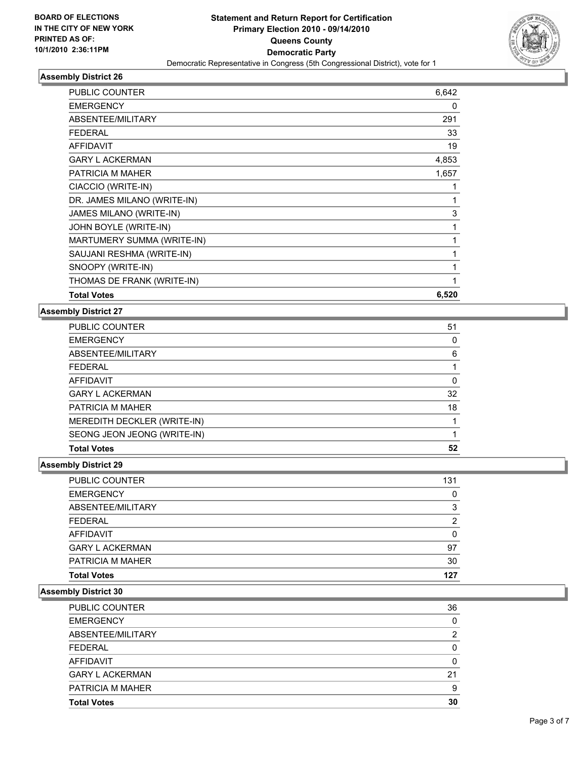**BOARD OF ELECTIONS IN THE CITY OF NEW YORK PRINTED AS OF: 10/1/2010 2:36:11PM**

# Statement and Return Report for Certification
## Primary Election 2010 - 09/14/2010
## Queens County
## Democratic Party
Democratic Representative in Congress (5th Congressional District), vote for 1

### Assembly District 26

| | |
|---|---|
| PUBLIC COUNTER | 6,642 |
| EMERGENCY | 0 |
| ABSENTEE/MILITARY | 291 |
| FEDERAL | 33 |
| AFFIDAVIT | 19 |
| GARY L ACKERMAN | 4,853 |
| PATRICIA M MAHER | 1,657 |
| CIACCIO (WRITE-IN) | 1 |
| DR. JAMES MILANO (WRITE-IN) | 1 |
| JAMES MILANO (WRITE-IN) | 3 |
| JOHN BOYLE (WRITE-IN) | 1 |
| MARTUMERY SUMMA (WRITE-IN) | 1 |
| SAUJANI RESHMA (WRITE-IN) | 1 |
| SNOOPY (WRITE-IN) | 1 |
| THOMAS DE FRANK (WRITE-IN) | 1 |
| **Total Votes** | **6,520** |

### Assembly District 27

| | |
|---|---|
| PUBLIC COUNTER | 51 |
| EMERGENCY | 0 |
| ABSENTEE/MILITARY | 6 |
| FEDERAL | 1 |
| AFFIDAVIT | 0 |
| GARY L ACKERMAN | 32 |
| PATRICIA M MAHER | 18 |
| MEREDITH DECKLER (WRITE-IN) | 1 |
| SEONG JEON JEONG (WRITE-IN) | 1 |
| **Total Votes** | **52** |

### Assembly District 29

| | |
|---|---|
| PUBLIC COUNTER | 131 |
| EMERGENCY | 0 |
| ABSENTEE/MILITARY | 3 |
| FEDERAL | 2 |
| AFFIDAVIT | 0 |
| GARY L ACKERMAN | 97 |
| PATRICIA M MAHER | 30 |
| **Total Votes** | **127** |

### Assembly District 30

| | |
|---|---|
| PUBLIC COUNTER | 36 |
| EMERGENCY | 0 |
| ABSENTEE/MILITARY | 2 |
| FEDERAL | 0 |
| AFFIDAVIT | 0 |
| GARY L ACKERMAN | 21 |
| PATRICIA M MAHER | 9 |
| **Total Votes** | **30** |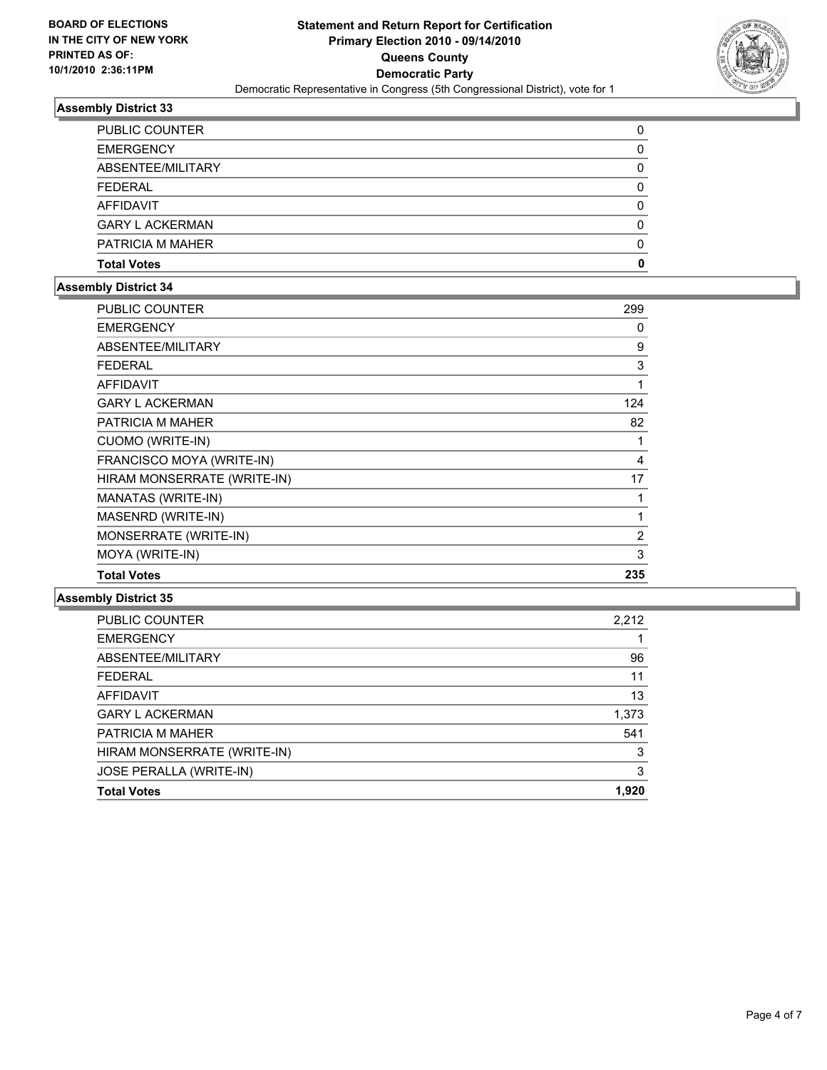**BOARD OF ELECTIONS IN THE CITY OF NEW YORK PRINTED AS OF: 10/1/2010 2:36:11PM**

# Statement and Return Report for Certification
## Primary Election 2010 - 09/14/2010
## Queens County
## Democratic Party
Democratic Representative in Congress (5th Congressional District), vote for 1

### Assembly District 33

| | |
|---|---|
| PUBLIC COUNTER | 0 |
| EMERGENCY | 0 |
| ABSENTEE/MILITARY | 0 |
| FEDERAL | 0 |
| AFFIDAVIT | 0 |
| GARY L ACKERMAN | 0 |
| PATRICIA M MAHER | 0 |
| **Total Votes** | **0** |

### Assembly District 34

| | |
|---|---|
| PUBLIC COUNTER | 299 |
| EMERGENCY | 0 |
| ABSENTEE/MILITARY | 9 |
| FEDERAL | 3 |
| AFFIDAVIT | 1 |
| GARY L ACKERMAN | 124 |
| PATRICIA M MAHER | 82 |
| CUOMO (WRITE-IN) | 1 |
| FRANCISCO MOYA (WRITE-IN) | 4 |
| HIRAM MONSERRATE (WRITE-IN) | 17 |
| MANATAS (WRITE-IN) | 1 |
| MASENRD (WRITE-IN) | 1 |
| MONSERRATE (WRITE-IN) | 2 |
| MOYA (WRITE-IN) | 3 |
| **Total Votes** | **235** |

### Assembly District 35

| | |
|---|---|
| PUBLIC COUNTER | 2,212 |
| EMERGENCY | 1 |
| ABSENTEE/MILITARY | 96 |
| FEDERAL | 11 |
| AFFIDAVIT | 13 |
| GARY L ACKERMAN | 1,373 |
| PATRICIA M MAHER | 541 |
| HIRAM MONSERRATE (WRITE-IN) | 3 |
| JOSE PERALLA (WRITE-IN) | 3 |
| **Total Votes** | **1,920** |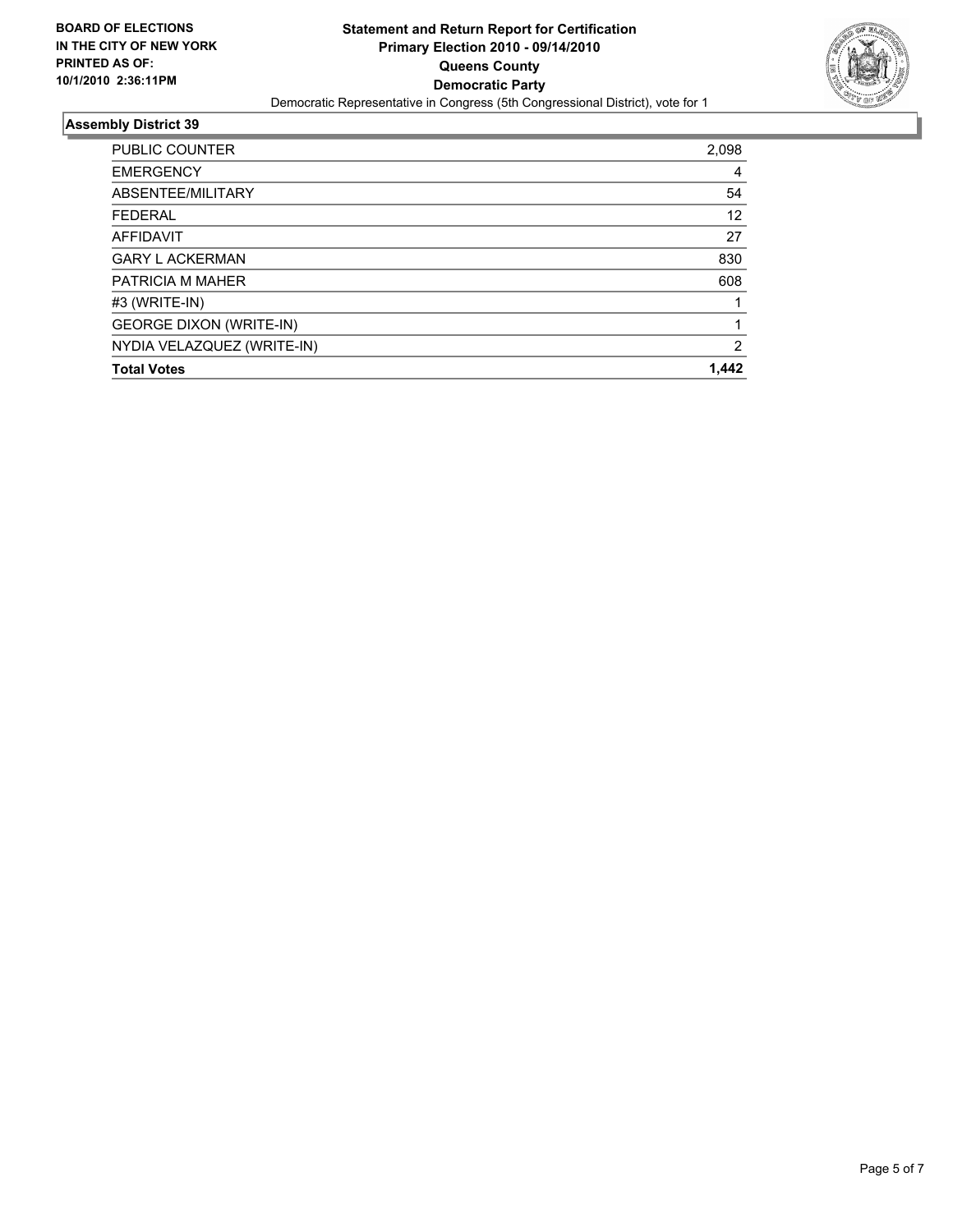**BOARD OF ELECTIONS IN THE CITY OF NEW YORK PRINTED AS OF: 10/1/2010 2:36:11PM**

# Statement and Return Report for Certification
## Primary Election 2010 - 09/14/2010
## Queens County
## Democratic Party

Democratic Representative in Congress (5th Congressional District), vote for 1

### Assembly District 39

| | |
|---|---|
| PUBLIC COUNTER | 2,098 |
| EMERGENCY | 4 |
| ABSENTEE/MILITARY | 54 |
| FEDERAL | 12 |
| AFFIDAVIT | 27 |
| GARY L ACKERMAN | 830 |
| PATRICIA M MAHER | 608 |
| #3 (WRITE-IN) | 1 |
| GEORGE DIXON (WRITE-IN) | 1 |
| NYDIA VELAZQUEZ (WRITE-IN) | 2 |
| **Total Votes** | **1,442** |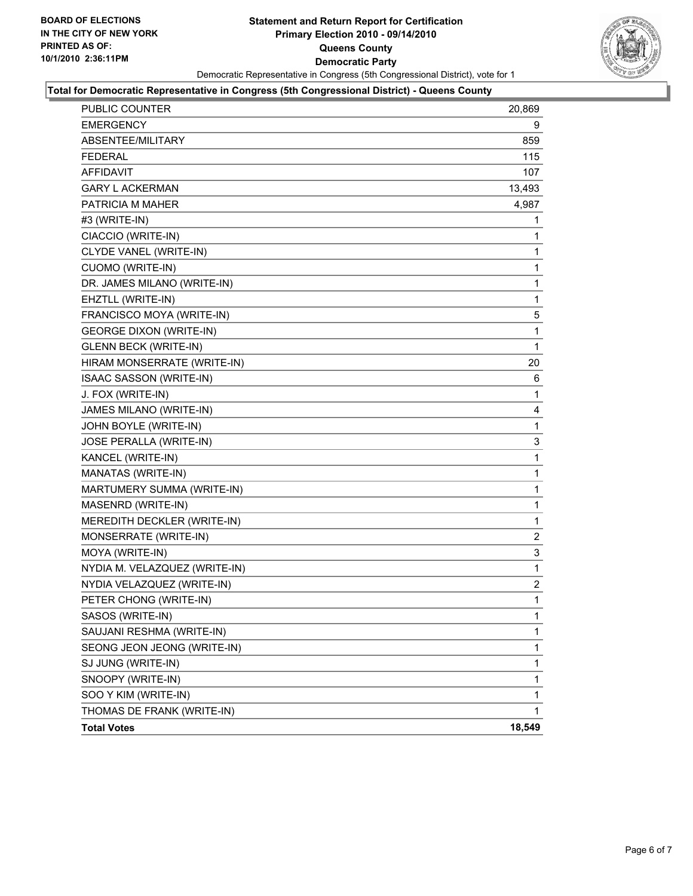**BOARD OF ELECTIONS IN THE CITY OF NEW YORK PRINTED AS OF: 10/1/2010 2:36:11PM**

# Statement and Return Report for Certification
## Primary Election 2010 - 09/14/2010
## Queens County
## Democratic Party

Democratic Representative in Congress (5th Congressional District), vote for 1

### Total for Democratic Representative in Congress (5th Congressional District) - Queens County

| | |
|---|---|
| PUBLIC COUNTER | 20,869 |
| EMERGENCY | 9 |
| ABSENTEE/MILITARY | 859 |
| FEDERAL | 115 |
| AFFIDAVIT | 107 |
| GARY L ACKERMAN | 13,493 |
| PATRICIA M MAHER | 4,987 |
| #3 (WRITE-IN) | 1 |
| CIACCIO (WRITE-IN) | 1 |
| CLYDE VANEL (WRITE-IN) | 1 |
| CUOMO (WRITE-IN) | 1 |
| DR. JAMES MILANO (WRITE-IN) | 1 |
| EHZTLL (WRITE-IN) | 1 |
| FRANCISCO MOYA (WRITE-IN) | 5 |
| GEORGE DIXON (WRITE-IN) | 1 |
| GLENN BECK (WRITE-IN) | 1 |
| HIRAM MONSERRATE (WRITE-IN) | 20 |
| ISAAC SASSON (WRITE-IN) | 6 |
| J. FOX (WRITE-IN) | 1 |
| JAMES MILANO (WRITE-IN) | 4 |
| JOHN BOYLE (WRITE-IN) | 1 |
| JOSE PERALLA (WRITE-IN) | 3 |
| KANCEL (WRITE-IN) | 1 |
| MANATAS (WRITE-IN) | 1 |
| MARTUMERY SUMMA (WRITE-IN) | 1 |
| MASENRD (WRITE-IN) | 1 |
| MEREDITH DECKLER (WRITE-IN) | 1 |
| MONSERRATE (WRITE-IN) | 2 |
| MOYA (WRITE-IN) | 3 |
| NYDIA M. VELAZQUEZ (WRITE-IN) | 1 |
| NYDIA VELAZQUEZ (WRITE-IN) | 2 |
| PETER CHONG (WRITE-IN) | 1 |
| SASOS (WRITE-IN) | 1 |
| SAUJANI RESHMA (WRITE-IN) | 1 |
| SEONG JEON JEONG (WRITE-IN) | 1 |
| SJ JUNG (WRITE-IN) | 1 |
| SNOOPY (WRITE-IN) | 1 |
| SOO Y KIM (WRITE-IN) | 1 |
| THOMAS DE FRANK (WRITE-IN) | 1 |
| **Total Votes** | **18,549** |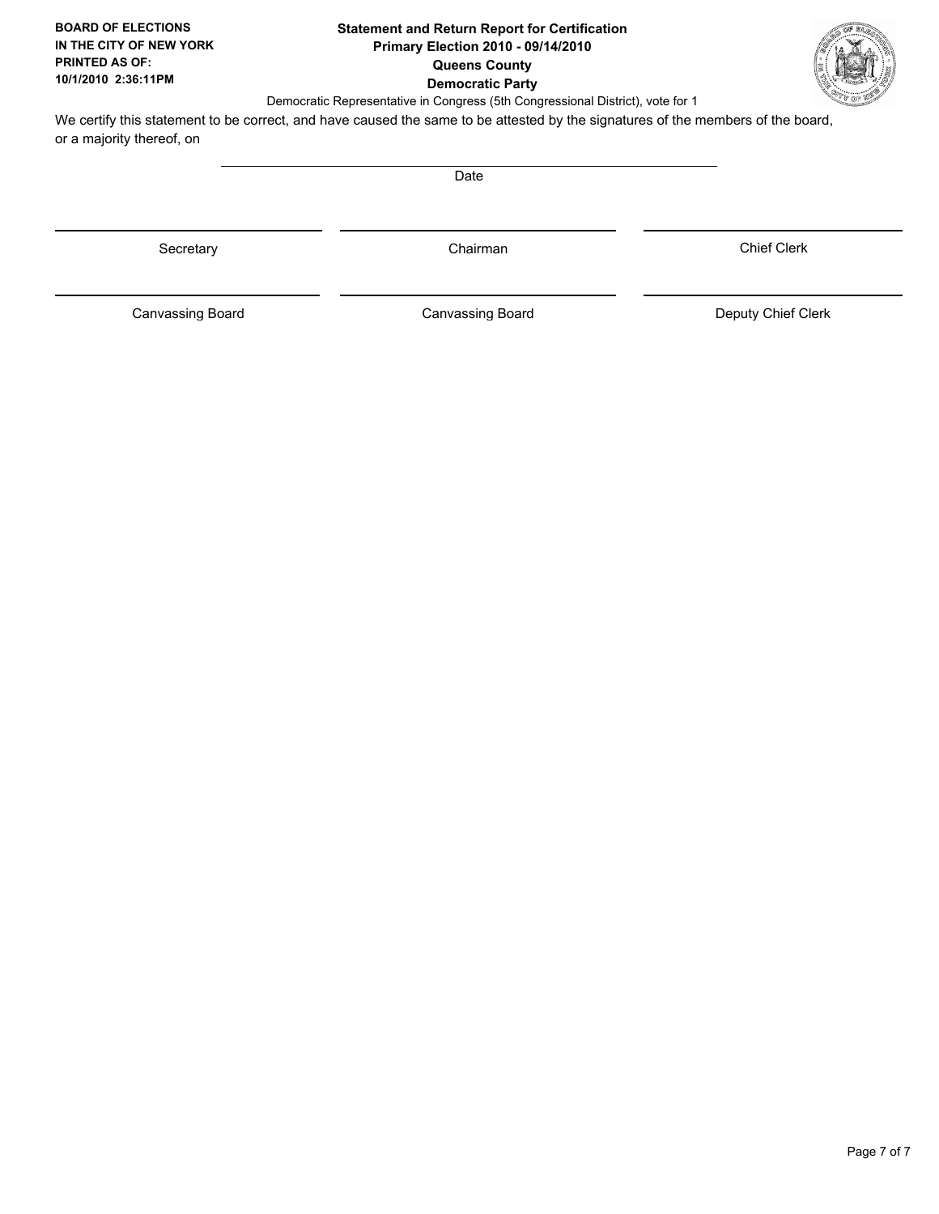**BOARD OF ELECTIONS IN THE CITY OF NEW YORK PRINTED AS OF: 10/1/2010 2:36:11PM**

**Statement and Return Report for Certification**
**Primary Election 2010 - 09/14/2010**
**Queens County**
**Democratic Party**

Democratic Representative in Congress (5th Congressional District), vote for 1

We certify this statement to be correct, and have caused the same to be attested by the signatures of the members of the board, or a majority thereof, on

\_\_\_\_\_\_\_\_\_\_\_\_\_\_\_\_\_\_\_\_\_\_\_\_\_\_\_\_\_\_\_\_\_\_\_\_\_\_\_\_
Date

| | | |
|---|---|---|
| Secretary | Chairman | Chief Clerk |
| Canvassing Board | Canvassing Board | Deputy Chief Clerk |